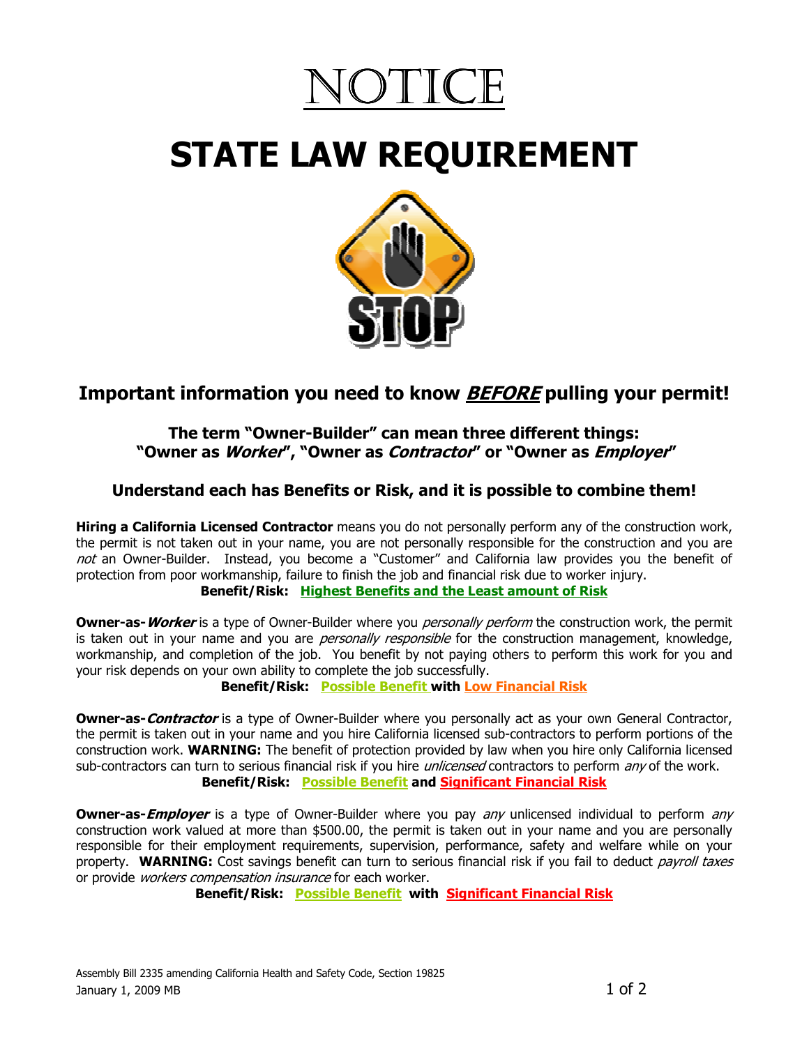# NOTICE

# STATE LAW REQUIREMENT

STOP

## Important information you need to know ***BEFORE*** pulling your permit!

### The term "Owner-Builder" can mean three different things: "Owner as *Worker*", "Owner as *Contractor*" or "Owner as *Employer*"

### Understand each has Benefits or Risk, and it is possible to combine them!

**Hiring a California Licensed Contractor** means you do not personally perform any of the construction work, the permit is not taken out in your name, you are not personally responsible for the construction and you are *not* an Owner-Builder. Instead, you become a "Customer" and California law provides you the benefit of protection from poor workmanship, failure to finish the job and financial risk due to worker injury.

**Benefit/Risk: Highest Benefits and the Least amount of Risk**

**Owner-as-*Worker*** is a type of Owner-Builder where you *personally perform* the construction work, the permit is taken out in your name and you are *personally responsible* for the construction management, knowledge, workmanship, and completion of the job. You benefit by not paying others to perform this work for you and your risk depends on your own ability to complete the job successfully.

**Benefit/Risk: Possible Benefit with Low Financial Risk**

**Owner-as-*Contractor*** is a type of Owner-Builder where you personally act as your own General Contractor, the permit is taken out in your name and you hire California licensed sub-contractors to perform portions of the construction work. **WARNING:** The benefit of protection provided by law when you hire only California licensed sub-contractors can turn to serious financial risk if you hire *unlicensed* contractors to perform *any* of the work.

**Benefit/Risk: Possible Benefit and Significant Financial Risk**

**Owner-as-*Employer*** is a type of Owner-Builder where you pay *any* unlicensed individual to perform *any* construction work valued at more than $500.00, the permit is taken out in your name and you are personally responsible for their employment requirements, supervision, performance, safety and welfare while on your property. **WARNING:** Cost savings benefit can turn to serious financial risk if you fail to deduct *payroll taxes* or provide *workers compensation insurance* for each worker.

**Benefit/Risk: Possible Benefit with Significant Financial Risk**

Assembly Bill 2335 amending California Health and Safety Code, Section 19825
January 1, 2009 MB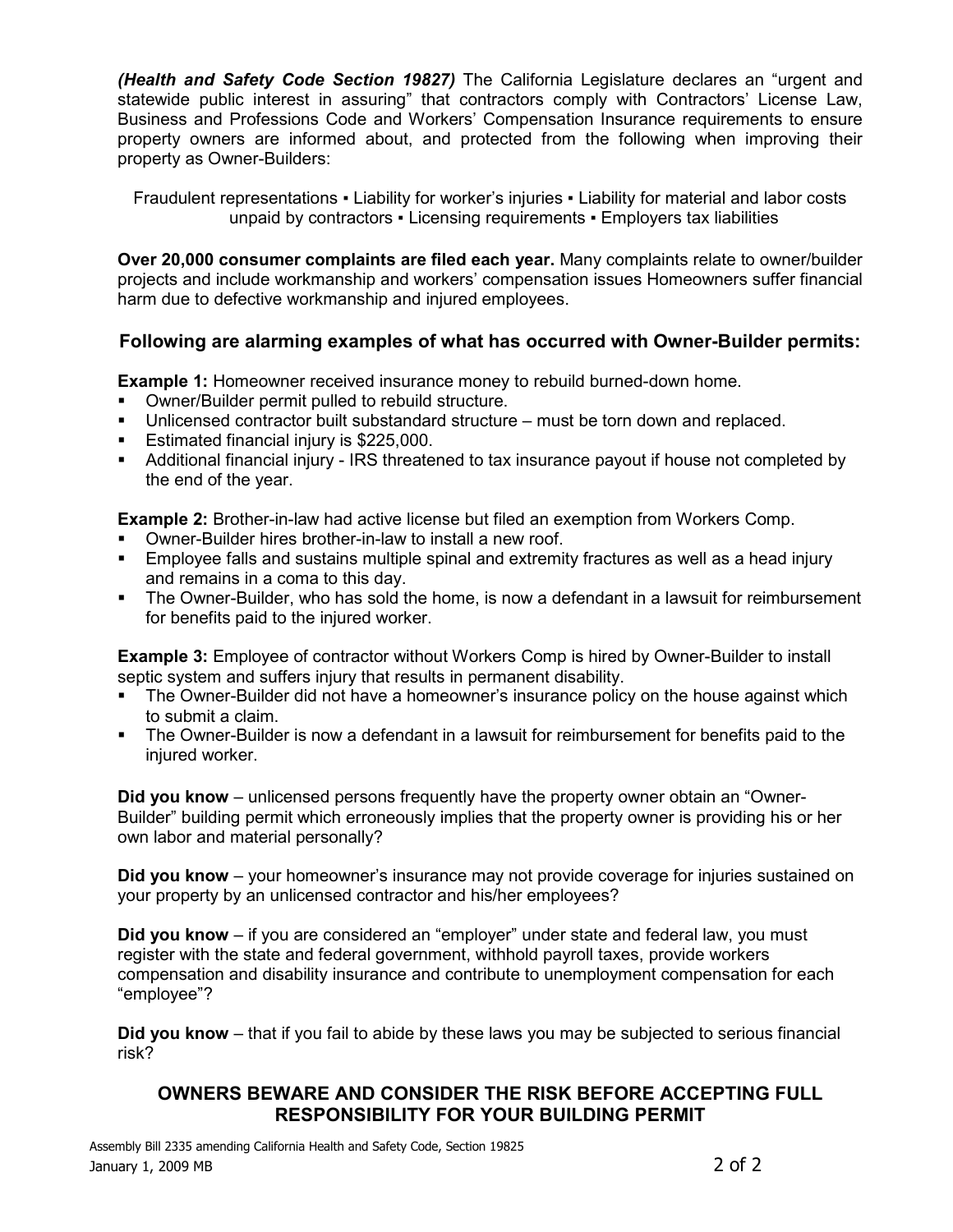***(Health and Safety Code Section 19827)*** The California Legislature declares an "urgent and statewide public interest in assuring" that contractors comply with Contractors' License Law, Business and Professions Code and Workers' Compensation Insurance requirements to ensure property owners are informed about, and protected from the following when improving their property as Owner-Builders:

Fraudulent representations ▪ Liability for worker's injuries ▪ Liability for material and labor costs unpaid by contractors ▪ Licensing requirements ▪ Employers tax liabilities

**Over 20,000 consumer complaints are filed each year.** Many complaints relate to owner/builder projects and include workmanship and workers' compensation issues Homeowners suffer financial harm due to defective workmanship and injured employees.

### Following are alarming examples of what has occurred with Owner-Builder permits:

**Example 1:** Homeowner received insurance money to rebuild burned-down home.

- Owner/Builder permit pulled to rebuild structure.
- Unlicensed contractor built substandard structure – must be torn down and replaced.
- Estimated financial injury is $225,000.
- Additional financial injury - IRS threatened to tax insurance payout if house not completed by the end of the year.

**Example 2:** Brother-in-law had active license but filed an exemption from Workers Comp.

- Owner-Builder hires brother-in-law to install a new roof.
- Employee falls and sustains multiple spinal and extremity fractures as well as a head injury and remains in a coma to this day.
- The Owner-Builder, who has sold the home, is now a defendant in a lawsuit for reimbursement for benefits paid to the injured worker.

**Example 3:** Employee of contractor without Workers Comp is hired by Owner-Builder to install septic system and suffers injury that results in permanent disability.

- The Owner-Builder did not have a homeowner's insurance policy on the house against which to submit a claim.
- The Owner-Builder is now a defendant in a lawsuit for reimbursement for benefits paid to the injured worker.

**Did you know** – unlicensed persons frequently have the property owner obtain an "Owner-Builder" building permit which erroneously implies that the property owner is providing his or her own labor and material personally?

**Did you know** – your homeowner's insurance may not provide coverage for injuries sustained on your property by an unlicensed contractor and his/her employees?

**Did you know** – if you are considered an "employer" under state and federal law, you must register with the state and federal government, withhold payroll taxes, provide workers compensation and disability insurance and contribute to unemployment compensation for each "employee"?

**Did you know** – that if you fail to abide by these laws you may be subjected to serious financial risk?

### OWNERS BEWARE AND CONSIDER THE RISK BEFORE ACCEPTING FULL RESPONSIBILITY FOR YOUR BUILDING PERMIT

Assembly Bill 2335 amending California Health and Safety Code, Section 19825
January 1, 2009 MB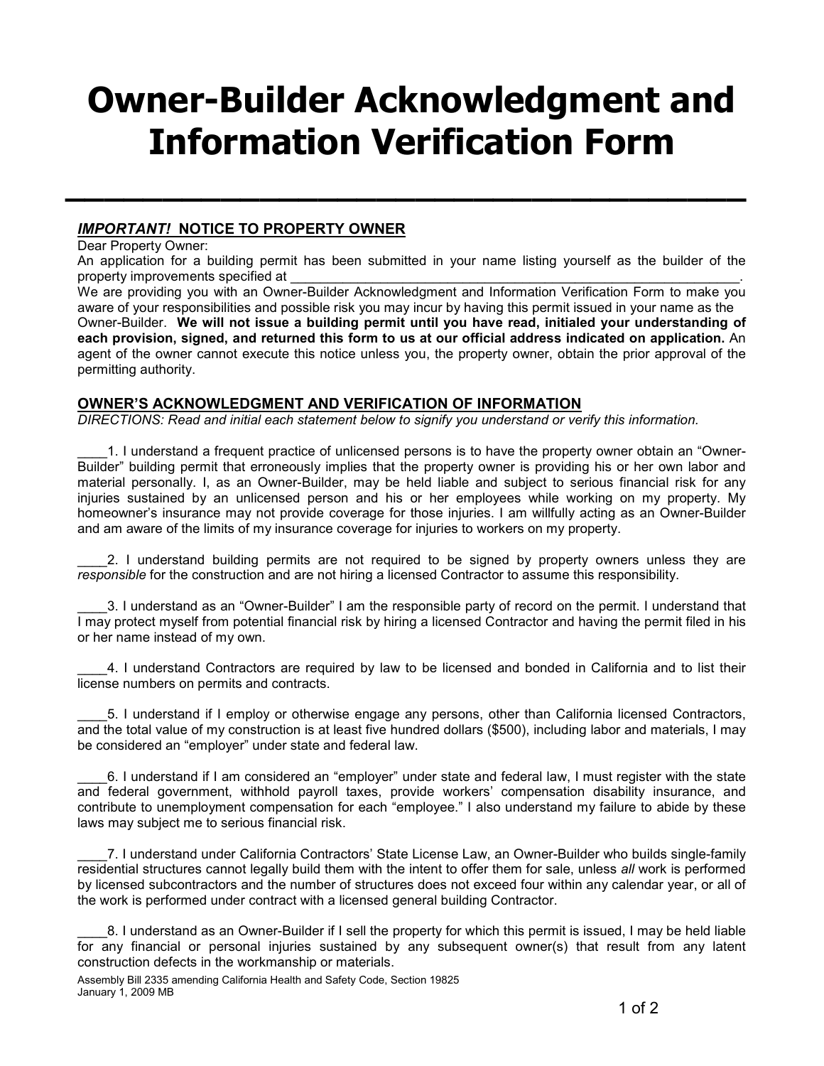# Owner-Builder Acknowledgment and Information Verification Form

---

## ***IMPORTANT!*** NOTICE TO PROPERTY OWNER

Dear Property Owner:

An application for a building permit has been submitted in your name listing yourself as the builder of the property improvements specified at ______________________________________________________________.

We are providing you with an Owner-Builder Acknowledgment and Information Verification Form to make you aware of your responsibilities and possible risk you may incur by having this permit issued in your name as the Owner-Builder. **We will not issue a building permit until you have read, initialed your understanding of each provision, signed, and returned this form to us at our official address indicated on application.** An agent of the owner cannot execute this notice unless you, the property owner, obtain the prior approval of the permitting authority.

## OWNER'S ACKNOWLEDGMENT AND VERIFICATION OF INFORMATION

*DIRECTIONS: Read and initial each statement below to signify you understand or verify this information.*

____1. I understand a frequent practice of unlicensed persons is to have the property owner obtain an "Owner-Builder" building permit that erroneously implies that the property owner is providing his or her own labor and material personally. I, as an Owner-Builder, may be held liable and subject to serious financial risk for any injuries sustained by an unlicensed person and his or her employees while working on my property. My homeowner's insurance may not provide coverage for those injuries. I am willfully acting as an Owner-Builder and am aware of the limits of my insurance coverage for injuries to workers on my property.

____2. I understand building permits are not required to be signed by property owners unless they are *responsible* for the construction and are not hiring a licensed Contractor to assume this responsibility.

____3. I understand as an "Owner-Builder" I am the responsible party of record on the permit. I understand that I may protect myself from potential financial risk by hiring a licensed Contractor and having the permit filed in his or her name instead of my own.

____4. I understand Contractors are required by law to be licensed and bonded in California and to list their license numbers on permits and contracts.

____5. I understand if I employ or otherwise engage any persons, other than California licensed Contractors, and the total value of my construction is at least five hundred dollars ($500), including labor and materials, I may be considered an "employer" under state and federal law.

____6. I understand if I am considered an "employer" under state and federal law, I must register with the state and federal government, withhold payroll taxes, provide workers' compensation disability insurance, and contribute to unemployment compensation for each "employee." I also understand my failure to abide by these laws may subject me to serious financial risk.

____7. I understand under California Contractors' State License Law, an Owner-Builder who builds single-family residential structures cannot legally build them with the intent to offer them for sale, unless *all* work is performed by licensed subcontractors and the number of structures does not exceed four within any calendar year, or all of the work is performed under contract with a licensed general building Contractor.

____8. I understand as an Owner-Builder if I sell the property for which this permit is issued, I may be held liable for any financial or personal injuries sustained by any subsequent owner(s) that result from any latent construction defects in the workmanship or materials.

Assembly Bill 2335 amending California Health and Safety Code, Section 19825
January 1, 2009 MB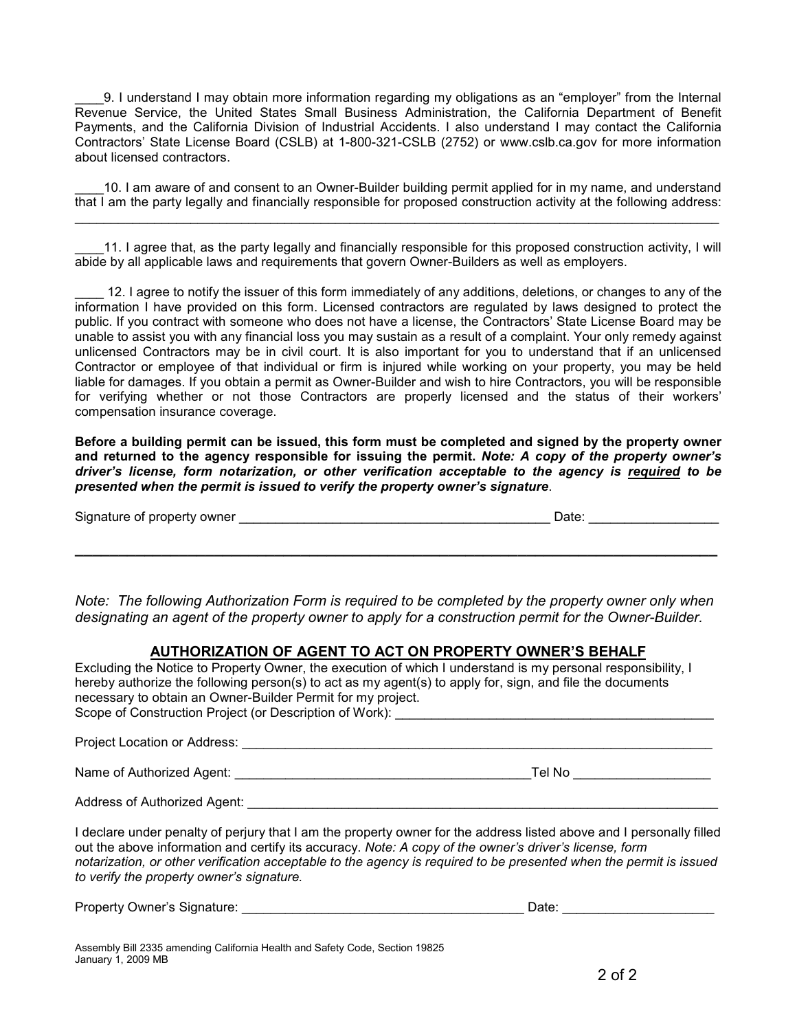____9. I understand I may obtain more information regarding my obligations as an "employer" from the Internal Revenue Service, the United States Small Business Administration, the California Department of Benefit Payments, and the California Division of Industrial Accidents. I also understand I may contact the California Contractors' State License Board (CSLB) at 1-800-321-CSLB (2752) or www.cslb.ca.gov for more information about licensed contractors.

____10. I am aware of and consent to an Owner-Builder building permit applied for in my name, and understand that I am the party legally and financially responsible for proposed construction activity at the following address: ______________________________________________________________________________

____11. I agree that, as the party legally and financially responsible for this proposed construction activity, I will abide by all applicable laws and requirements that govern Owner-Builders as well as employers.

____ 12. I agree to notify the issuer of this form immediately of any additions, deletions, or changes to any of the information I have provided on this form. Licensed contractors are regulated by laws designed to protect the public. If you contract with someone who does not have a license, the Contractors' State License Board may be unable to assist you with any financial loss you may sustain as a result of a complaint. Your only remedy against unlicensed Contractors may be in civil court. It is also important for you to understand that if an unlicensed Contractor or employee of that individual or firm is injured while working on your property, you may be held liable for damages. If you obtain a permit as Owner-Builder and wish to hire Contractors, you will be responsible for verifying whether or not those Contractors are properly licensed and the status of their workers' compensation insurance coverage.

**Before a building permit can be issued, this form must be completed and signed by the property owner and returned to the agency responsible for issuing the permit.** ***Note: A copy of the property owner's driver's license, form notarization, or other verification acceptable to the agency is <u>required</u> to be presented when the permit is issued to verify the property owner's signature***.

Signature of property owner ____________________________________________ Date: __________________

---

*Note: The following Authorization Form is required to be completed by the property owner only when designating an agent of the property owner to apply for a construction permit for the Owner-Builder.*

## AUTHORIZATION OF AGENT TO ACT ON PROPERTY OWNER'S BEHALF

Excluding the Notice to Property Owner, the execution of which I understand is my personal responsibility, I hereby authorize the following person(s) to act as my agent(s) to apply for, sign, and file the documents necessary to obtain an Owner-Builder Permit for my project.

Scope of Construction Project (or Description of Work): _____________________________________________

Project Location or Address: ______________________________________________________________________

Name of Authorized Agent: __________________________________________Tel No ___________________

Address of Authorized Agent: ______________________________________________________________________

I declare under penalty of perjury that I am the property owner for the address listed above and I personally filled out the above information and certify its accuracy. *Note: A copy of the owner's driver's license, form notarization, or other verification acceptable to the agency is required to be presented when the permit is issued to verify the property owner's signature.*

Property Owner's Signature: _______________________________________ Date: _____________________

Assembly Bill 2335 amending California Health and Safety Code, Section 19825
January 1, 2009 MB